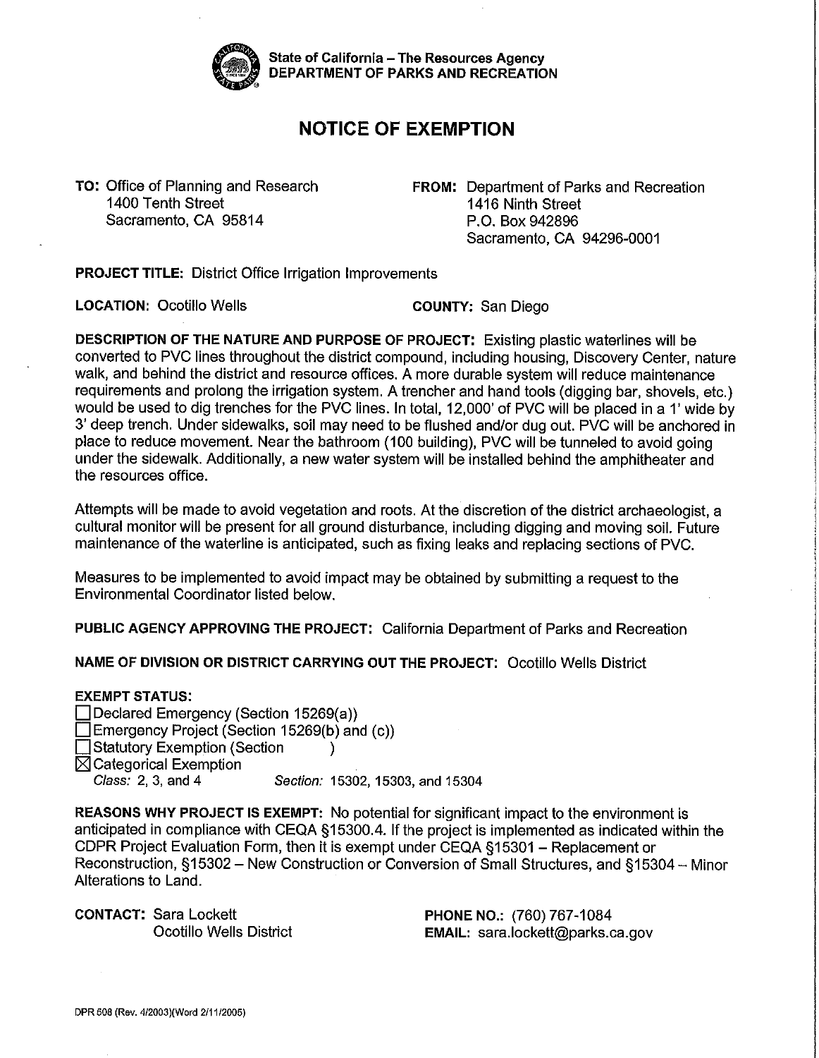State of California – The Resources Agency
DEPARTMENT OF PARKS AND RECREATION

# NOTICE OF EXEMPTION

**TO:** Office of Planning and Research
1400 Tenth Street
Sacramento, CA 95814

**FROM:** Department of Parks and Recreation
1416 Ninth Street
P.O. Box 942896
Sacramento, CA 94296-0001

**PROJECT TITLE:** District Office Irrigation Improvements

**LOCATION:** Ocotillo Wells

**COUNTY:** San Diego

**DESCRIPTION OF THE NATURE AND PURPOSE OF PROJECT:** Existing plastic waterlines will be converted to PVC lines throughout the district compound, including housing, Discovery Center, nature walk, and behind the district and resource offices. A more durable system will reduce maintenance requirements and prolong the irrigation system. A trencher and hand tools (digging bar, shovels, etc.) would be used to dig trenches for the PVC lines. In total, 12,000' of PVC will be placed in a 1' wide by 3' deep trench. Under sidewalks, soil may need to be flushed and/or dug out. PVC will be anchored in place to reduce movement. Near the bathroom (100 building), PVC will be tunneled to avoid going under the sidewalk. Additionally, a new water system will be installed behind the amphitheater and the resources office.

Attempts will be made to avoid vegetation and roots. At the discretion of the district archaeologist, a cultural monitor will be present for all ground disturbance, including digging and moving soil. Future maintenance of the waterline is anticipated, such as fixing leaks and replacing sections of PVC.

Measures to be implemented to avoid impact may be obtained by submitting a request to the Environmental Coordinator listed below.

**PUBLIC AGENCY APPROVING THE PROJECT:** California Department of Parks and Recreation

**NAME OF DIVISION OR DISTRICT CARRYING OUT THE PROJECT:** Ocotillo Wells District

**EXEMPT STATUS:**

- ☐ Declared Emergency (Section 15269(a))
- ☐ Emergency Project (Section 15269(b) and (c))
- ☐ Statutory Exemption (Section )
- ☒ Categorical Exemption
  *Class:* 2, 3, and 4 *Section:* 15302, 15303, and 15304

**REASONS WHY PROJECT IS EXEMPT:** No potential for significant impact to the environment is anticipated in compliance with CEQA §15300.4. If the project is implemented as indicated within the CDPR Project Evaluation Form, then it is exempt under CEQA §15301 – Replacement or Reconstruction, §15302 – New Construction or Conversion of Small Structures, and §15304 – Minor Alterations to Land.

**CONTACT:** Sara Lockett
Ocotillo Wells District

**PHONE NO.:** (760) 767-1084
**EMAIL:** sara.lockett@parks.ca.gov

DPR 608 (Rev. 4/2003)(Word 2/11/2005)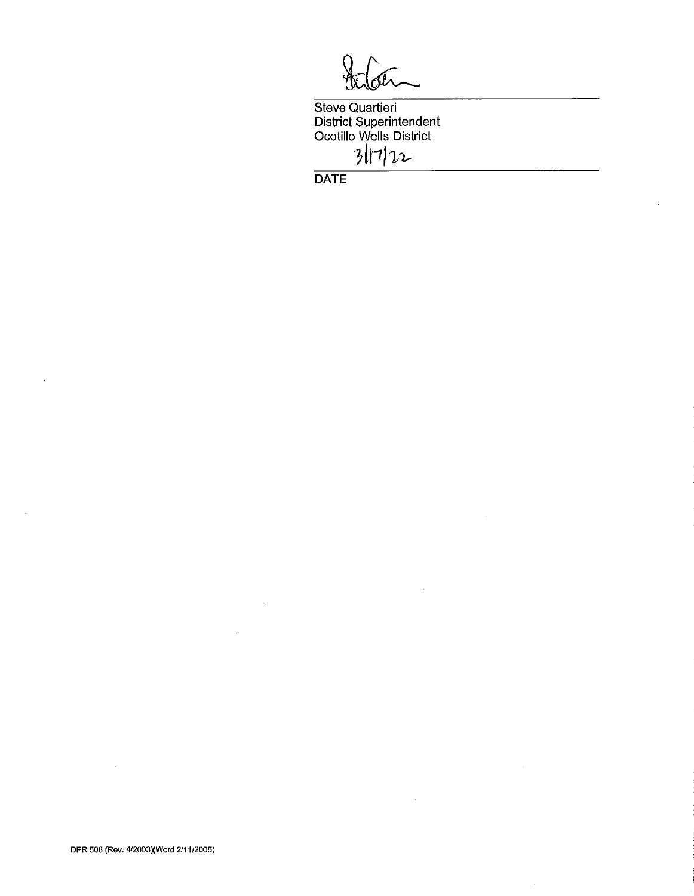Steve Quartieri
District Superintendent
Ocotillo Wells District

3/17/22

DATE

DPR 508 (Rev. 4/2003)(Word 2/11/2005)